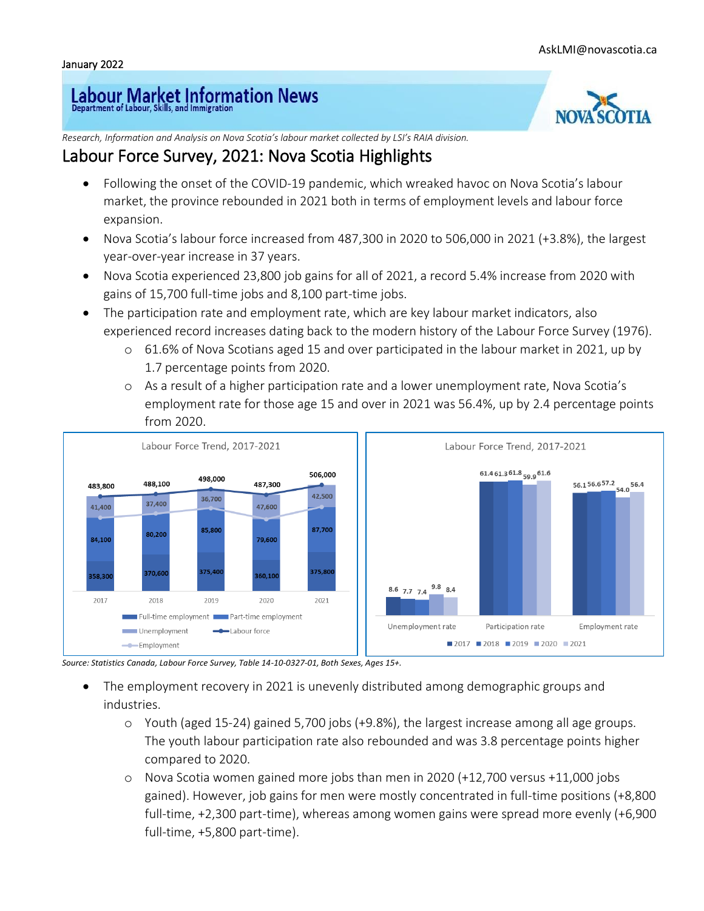AskLMI@novascotia.ca

January 2022

# Labour Market Information News

Department of Labour, Skills, and Immigration

*Research, Information and Analysis on Nova Scotia's labour market collected by LSI's RAIA division.*

## Labour Force Survey, 2021: Nova Scotia Highlights

- Following the onset of the COVID-19 pandemic, which wreaked havoc on Nova Scotia's labour market, the province rebounded in 2021 both in terms of employment levels and labour force expansion.
- Nova Scotia's labour force increased from 487,300 in 2020 to 506,000 in 2021 (+3.8%), the largest year-over-year increase in 37 years.
- Nova Scotia experienced 23,800 job gains for all of 2021, a record 5.4% increase from 2020 with gains of 15,700 full-time jobs and 8,100 part-time jobs.
- The participation rate and employment rate, which are key labour market indicators, also experienced record increases dating back to the modern history of the Labour Force Survey (1976).
    - 61.6% of Nova Scotians aged 15 and over participated in the labour market in 2021, up by 1.7 percentage points from 2020.
    - As a result of a higher participation rate and a lower unemployment rate, Nova Scotia's employment rate for those age 15 and over in 2021 was 56.4%, up by 2.4 percentage points from 2020.

**Labour Force Trend, 2017-2021**

| | 2017 | 2018 | 2019 | 2020 | 2021 |
|---|---|---|---|---|---|
| Full-time employment | 358,300 | 370,600 | 375,400 | 360,100 | 375,800 |
| Part-time employment | 84,100 | 80,200 | 85,800 | 79,600 | 87,700 |
| Unemployment | 41,400 | 37,400 | 36,700 | 47,600 | 42,500 |
| Labour force | 483,800 | 488,100 | 498,000 | 487,300 | 506,000 |

**Labour Force Trend, 2017-2021**

| | 2017 | 2018 | 2019 | 2020 | 2021 |
|---|---|---|---|---|---|
| Unemployment rate | 8.6 | 7.7 | 7.4 | 9.8 | 8.4 |
| Participation rate | 61.4 | 61.3 | 61.8 | 59.9 | 61.6 |
| Employment rate | 56.1 | 56.6 | 57.2 | 54.0 | 56.4 |

*Source: Statistics Canada, Labour Force Survey, Table 14-10-0327-01, Both Sexes, Ages 15+.*

- The employment recovery in 2021 is unevenly distributed among demographic groups and industries.
    - Youth (aged 15-24) gained 5,700 jobs (+9.8%), the largest increase among all age groups. The youth labour participation rate also rebounded and was 3.8 percentage points higher compared to 2020.
    - Nova Scotia women gained more jobs than men in 2020 (+12,700 versus +11,000 jobs gained). However, job gains for men were mostly concentrated in full-time positions (+8,800 full-time, +2,300 part-time), whereas among women gains were spread more evenly (+6,900 full-time, +5,800 part-time).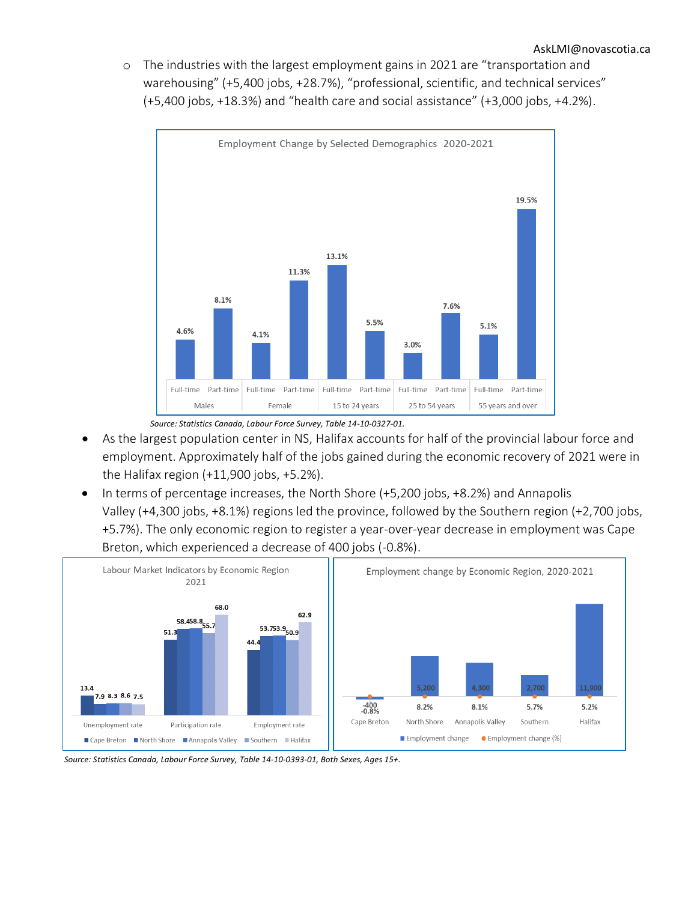AskLMI@novascotia.ca

- The industries with the largest employment gains in 2021 are "transportation and warehousing" (+5,400 jobs, +28.7%), "professional, scientific, and technical services" (+5,400 jobs, +18.3%) and "health care and social assistance" (+3,000 jobs, +4.2%).

Employment Change by Selected Demographics 2020-2021

4.6%
8.1%
4.1%
11.3%
13.1%
5.5%
3.0%
7.6%
5.1%
19.5%

Full-time Part-time Full-time Part-time Full-time Part-time Full-time Part-time Full-time Part-time

Males Female 15 to 24 years 25 to 54 years 55 years and over

*Source: Statistics Canada, Labour Force Survey, Table 14-10-0327-01.*

- As the largest population center in NS, Halifax accounts for half of the provincial labour force and employment. Approximately half of the jobs gained during the economic recovery of 2021 were in the Halifax region (+11,900 jobs, +5.2%).
- In terms of percentage increases, the North Shore (+5,200 jobs, +8.2%) and Annapolis Valley (+4,300 jobs, +8.1%) regions led the province, followed by the Southern region (+2,700 jobs, +5.7%). The only economic region to register a year-over-year decrease in employment was Cape Breton, which experienced a decrease of 400 jobs (-0.8%).

Labour Market Indicators by Economic Region 2021

13.4
7.9
8.3
8.6
7.5
51.3
58.4
58.8
55.7
68.0
44.4
53.7
53.9
50.9
62.9

Unemployment rate Participation rate Employment rate

Cape Breton North Shore Annapolis Valley Southern Halifax

Employment change by Economic Region, 2020-2021

-400
-0.8%
5,200
8.2%
4,300
8.1%
2,700
5.7%
11,900
5.2%

Cape Breton North Shore Annapolis Valley Southern Halifax

Employment change Employment change (%)

*Source: Statistics Canada, Labour Force Survey, Table 14-10-0393-01, Both Sexes, Ages 15+.*